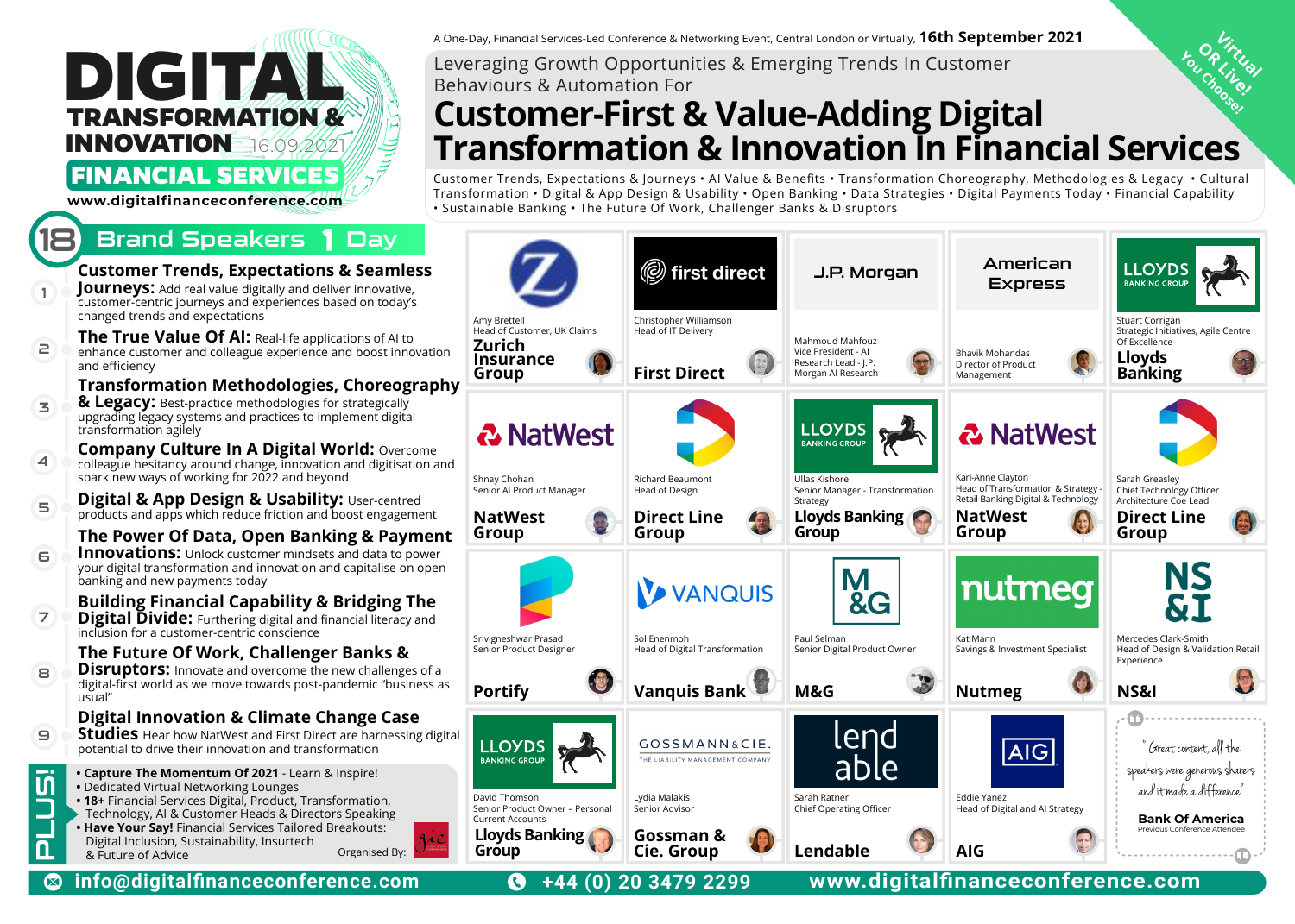# DIGITAL TRANSFORMATION & INNOVATION 16.09.2021

## FINANCIAL SERVICES

www.digitalfinanceconference.com

A One-Day, Financial Services-Led Conference & Networking Event, Central London or Virtually, **16th September 2021**

Virtual OR Live! You Choose!

Leveraging Growth Opportunities & Emerging Trends In Customer Behaviours & Automation For

# Customer-First & Value-Adding Digital Transformation & Innovation In Financial Services

Customer Trends, Expectations & Journeys • AI Value & Benefits • Transformation Choreography, Methodologies & Legacy • Cultural Transformation • Digital & App Design & Usability • Open Banking • Data Strategies • Digital Payments Today • Financial Capability • Sustainable Banking • The Future Of Work, Challenger Banks & Disruptors

## 18 Brand Speakers 1 Day

1. **Customer Trends, Expectations & Seamless Journeys:** Add real value digitally and deliver innovative, customer-centric journeys and experiences based on today's changed trends and expectations
2. **The True Value Of AI:** Real-life applications of AI to enhance customer and colleague experience and boost innovation and efficiency
3. **Transformation Methodologies, Choreography & Legacy:** Best-practice methodologies for strategically upgrading legacy systems and practices to implement digital transformation agilely
4. **Company Culture In A Digital World:** Overcome colleague hesitancy around change, innovation and digitisation and spark new ways of working for 2022 and beyond
5. **Digital & App Design & Usability:** User-centred products and apps which reduce friction and boost engagement
6. **The Power Of Data, Open Banking & Payment Innovations:** Unlock customer mindsets and data to power your digital transformation and innovation and capitalise on open banking and new payments today
7. **Building Financial Capability & Bridging The Digital Divide:** Furthering digital and financial literacy and inclusion for a customer-centric conscience
8. **The Future Of Work, Challenger Banks & Disruptors:** Innovate and overcome the new challenges of a digital-first world as we move towards post-pandemic "business as usual"
9. **Digital Innovation & Climate Change Case Studies** Hear how NatWest and First Direct are harnessing digital potential to drive their innovation and transformation

**PLUS!**

- **Capture The Momentum Of 2021** - Learn & Inspire!
- Dedicated Virtual Networking Lounges
- **18+** Financial Services Digital, Product, Transformation, Technology, AI & Customer Heads & Directors Speaking
- **Have Your Say!** Financial Services Tailored Breakouts: Digital Inclusion, Sustainability, Insurtech & Future of Advice

Organised By: gic

**Speakers**

- Amy Brettell, Head of Customer, UK Claims — **Zurich Insurance Group**
- Christopher Williamson, Head of IT Delivery — **First Direct**
- Mahmoud Mahfouz, Vice President - AI Research Lead - J.P. Morgan AI Research — J.P. Morgan
- Bhavik Mohandas, Director of Product Management — American Express
- Stuart Corrigan, Strategic Initiatives, Agile Centre Of Excellence — **Lloyds Banking**
- Shnay Chohan, Senior AI Product Manager — **NatWest Group**
- Richard Beaumont, Head of Design — **Direct Line Group**
- Ullas Kishore, Senior Manager - Transformation Strategy — **Lloyds Banking Group**
- Kari-Anne Clayton, Head of Transformation & Strategy - Retail Banking Digital & Technology — **NatWest Group**
- Sarah Greasley, Chief Technology Officer, Architecture Coe Lead — **Direct Line Group**
- Srivigneshwar Prasad, Senior Product Designer — **Portify**
- Sol Enenmoh, Head of Digital Transformation — **Vanquis Bank**
- Paul Selman, Senior Digital Product Owner — **M&G**
- Kat Mann, Savings & Investment Specialist — **Nutmeg**
- Mercedes Clark-Smith, Head of Design & Validation Retail Experience — **NS&I**
- David Thomson, Senior Product Owner – Personal Current Accounts — **Lloyds Banking Group**
- Lydia Malakis, Senior Advisor — **Gossman & Cie. Group**
- Sarah Ratner, Chief Operating Officer — **Lendable**
- Eddie Yanez, Head of Digital and AI Strategy — **AIG**

"Great content, all the speakers were generous sharers and it made a difference"

**Bank Of America** — Previous Conference Attendee

info@digitalfinanceconference.com | +44 (0) 20 3479 2299 | www.digitalfinanceconference.com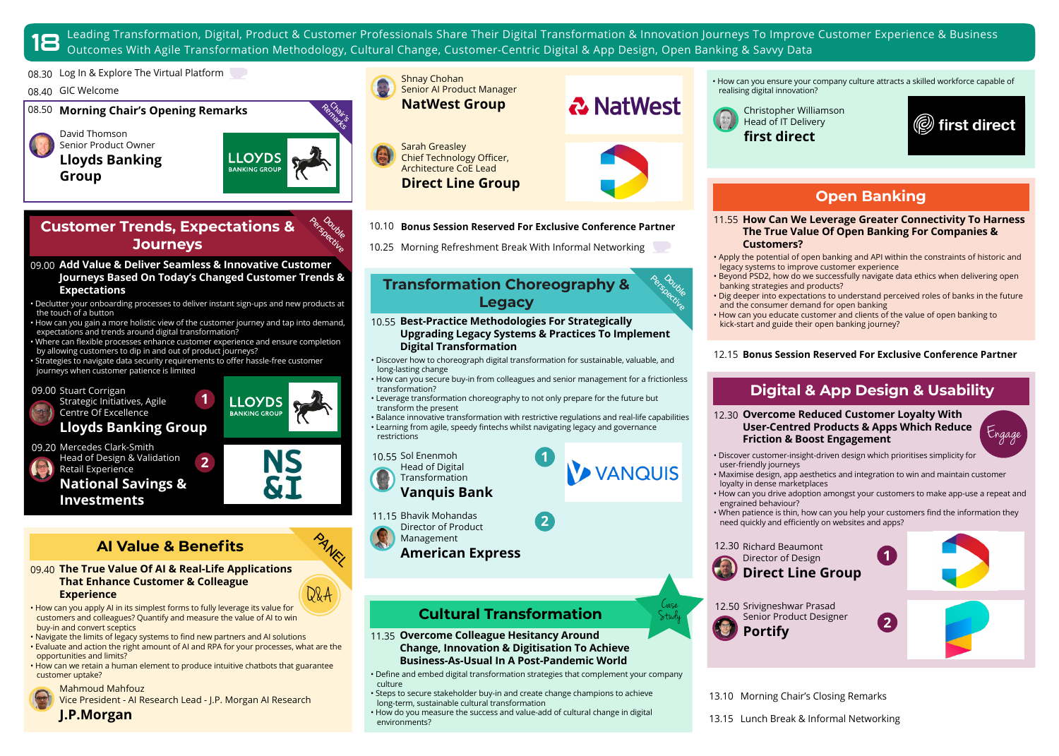# 18 Leading Transformation, Digital, Product & Customer Professionals Share Their Digital Transformation & Innovation Journeys To Improve Customer Experience & Business Outcomes With Agile Transformation Methodology, Cultural Change, Customer-Centric Digital & App Design, Open Banking & Savvy Data

08.30 Log In & Explore The Virtual Platform

08.40 GIC Welcome

08.50 **Morning Chair's Opening Remarks** *(Chair's Remarks)*

David Thomson
Senior Product Owner
**Lloyds Banking Group**

## Customer Trends, Expectations & Journeys *(Double Perspective)*

09.00 **Add Value & Deliver Seamless & Innovative Customer Journeys Based On Today's Changed Customer Trends & Expectations**

- Declutter your onboarding processes to deliver instant sign-ups and new products at the touch of a button
- How can you gain a more holistic view of the customer journey and tap into demand, expectations and trends around digital transformation?
- Where can flexible processes enhance customer experience and ensure completion by allowing customers to dip in and out of product journeys?
- Strategies to navigate data security requirements to offer hassle-free customer journeys when customer patience is limited

09.00 Stuart Corrigan (1)
Strategic Initiatives, Agile Centre Of Excellence
**Lloyds Banking Group**

09.20 Mercedes Clark-Smith (2)
Head of Design & Validation
Retail Experience
**National Savings & Investments**

## AI Value & Benefits *(PANEL)*

09.40 **The True Value Of AI & Real-Life Applications That Enhance Customer & Colleague Experience** *(Q&A)*

- How can you apply AI in its simplest forms to fully leverage its value for customers and colleagues? Quantify and measure the value of AI to win buy-in and convert sceptics
- Navigate the limits of legacy systems to find new partners and AI solutions
- Evaluate and action the right amount of AI and RPA for your processes, what are the opportunities and limits?
- How can we retain a human element to produce intuitive chatbots that guarantee customer uptake?

Mahmoud Mahfouz
Vice President - AI Research Lead - J.P. Morgan AI Research
**J.P.Morgan**

Shnay Chohan
Senior AI Product Manager
**NatWest Group**

Sarah Greasley
Chief Technology Officer, Architecture CoE Lead
**Direct Line Group**

10.10 **Bonus Session Reserved For Exclusive Conference Partner**

10.25 Morning Refreshment Break With Informal Networking

## Transformation Choreography & Legacy *(Double Perspective)*

10.55 **Best-Practice Methodologies For Strategically Upgrading Legacy Systems & Practices To Implement Digital Transformation**

- Discover how to choreograph digital transformation for sustainable, valuable, and long-lasting change
- How can you secure buy-in from colleagues and senior management for a frictionless transformation?
- Leverage transformation choreography to not only prepare for the future but transform the present
- Balance innovative transformation with restrictive regulations and real-life capabilities
- Learning from agile, speedy fintechs whilst navigating legacy and governance restrictions

10.55 Sol Enenmoh (1)
Head of Digital Transformation
**Vanquis Bank**

11.15 Bhavik Mohandas (2)
Director of Product Management
**American Express**

## Cultural Transformation *(Case Study)*

11.35 **Overcome Colleague Hesitancy Around Change, Innovation & Digitisation To Achieve Business-As-Usual In A Post-Pandemic World**

- Define and embed digital transformation strategies that complement your company culture
- Steps to secure stakeholder buy-in and create change champions to achieve long-term, sustainable cultural transformation
- How do you measure the success and value-add of cultural change in digital environments?
- How can you ensure your company culture attracts a skilled workforce capable of realising digital innovation?

Christopher Williamson
Head of IT Delivery
**first direct**

## Open Banking

11.55 **How Can We Leverage Greater Connectivity To Harness The True Value Of Open Banking For Companies & Customers?**

- Apply the potential of open banking and API within the constraints of historic and legacy systems to improve customer experience
- Beyond PSD2, how do we successfully navigate data ethics when delivering open banking strategies and products?
- Dig deeper into expectations to understand perceived roles of banks in the future and the consumer demand for open banking
- How can you educate customer and clients of the value of open banking to kick-start and guide their open banking journey?

12.15 **Bonus Session Reserved For Exclusive Conference Partner**

## Digital & App Design & Usability

12.30 **Overcome Reduced Customer Loyalty With User-Centred Products & Apps Which Reduce Friction & Boost Engagement** *(Engage)*

- Discover customer-insight-driven design which prioritises simplicity for user-friendly journeys
- Maximise design, app aesthetics and integration to win and maintain customer loyalty in dense marketplaces
- How can you drive adoption amongst your customers to make app-use a repeat and engrained behaviour?
- When patience is thin, how can you help your customers find the information they need quickly and efficiently on websites and apps?

12.30 Richard Beaumont (1)
Director of Design
**Direct Line Group**

12.50 Srivigneshwar Prasad (2)
Senior Product Designer
**Portify**

13.10 Morning Chair's Closing Remarks

13.15 Lunch Break & Informal Networking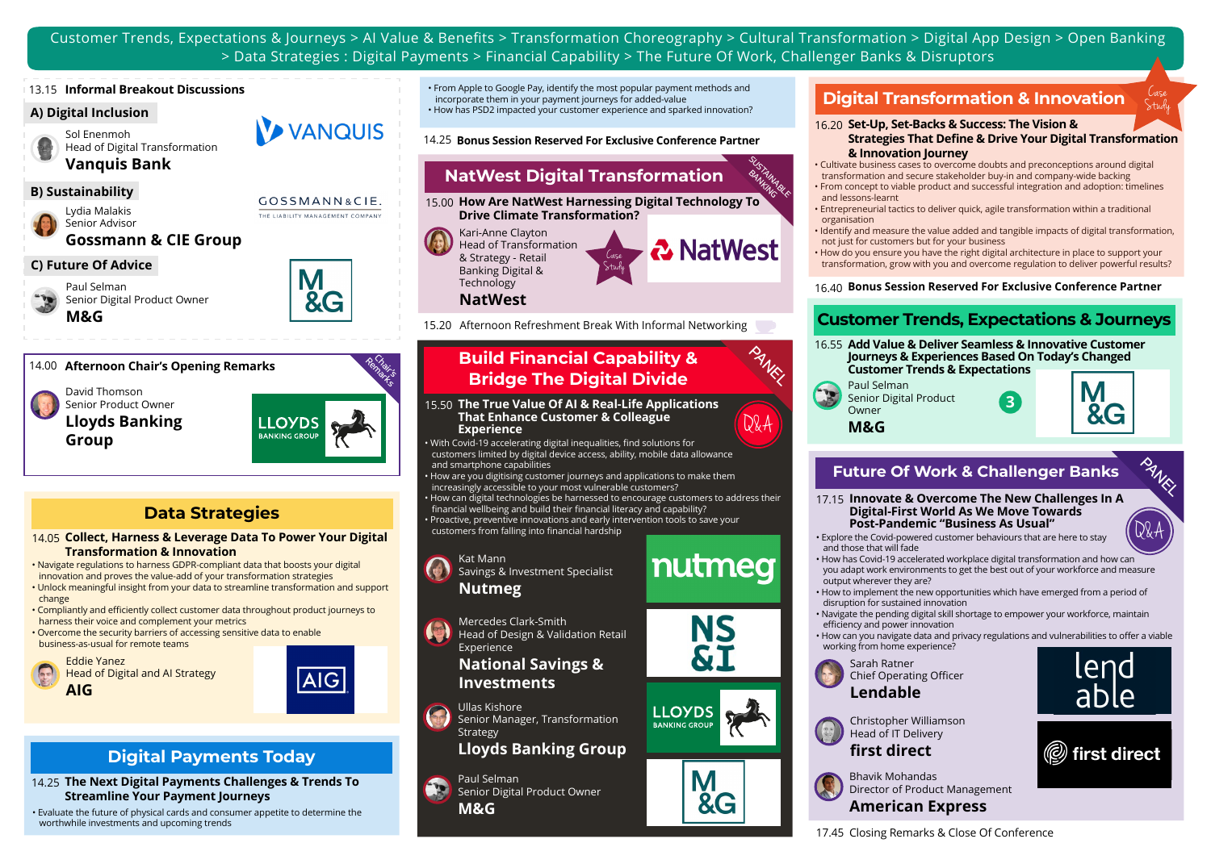Customer Trends, Expectations & Journeys > AI Value & Benefits > Transformation Choreography > Cultural Transformation > Digital App Design > Open Banking > Data Strategies : Digital Payments > Financial Capability > The Future Of Work, Challenger Banks & Disruptors

13.15 **Informal Breakout Discussions**

**A) Digital Inclusion**

Sol Enenmoh
Head of Digital Transformation
**Vanquis Bank**

**B) Sustainability**

Lydia Malakis
Senior Advisor
**Gossmann & CIE Group**

**C) Future Of Advice**

Paul Selman
Senior Digital Product Owner
**M&G**

14.00 **Afternoon Chair's Opening Remarks**

*Chair's Remarks*

David Thomson
Senior Product Owner
**Lloyds Banking Group**

## Data Strategies

14.05 **Collect, Harness & Leverage Data To Power Your Digital Transformation & Innovation**

- Navigate regulations to harness GDPR-compliant data that boosts your digital innovation and proves the value-add of your transformation strategies
- Unlock meaningful insight from your data to streamline transformation and support change
- Compliantly and efficiently collect customer data throughout product journeys to harness their voice and complement your metrics
- Overcome the security barriers of accessing sensitive data to enable business-as-usual for remote teams

Eddie Yanez
Head of Digital and AI Strategy
**AIG**

## Digital Payments Today

14.25 **The Next Digital Payments Challenges & Trends To Streamline Your Payment Journeys**

- Evaluate the future of physical cards and consumer appetite to determine the worthwhile investments and upcoming trends
- From Apple to Google Pay, identify the most popular payment methods and incorporate them in your payment journeys for added-value
- How has PSD2 impacted your customer experience and sparked innovation?

14.25 **Bonus Session Reserved For Exclusive Conference Partner**

## NatWest Digital Transformation

*Sustainable Banking*

15.00 **How Are NatWest Harnessing Digital Technology To Drive Climate Transformation?**

*Case Study*

Kari-Anne Clayton
Head of Transformation & Strategy - Retail Banking Digital & Technology
**NatWest**

15.20 Afternoon Refreshment Break With Informal Networking

## Build Financial Capability & Bridge The Digital Divide

*Panel*

15.50 **The True Value Of AI & Real-Life Applications That Enhance Customer & Colleague Experience**

*Q&A*

- With Covid-19 accelerating digital inequalities, find solutions for customers limited by digital device access, ability, mobile data allowance and smartphone capabilities
- How are you digitising customer journeys and applications to make them increasingly accessible to your most vulnerable customers?
- How can digital technologies be harnessed to encourage customers to address their financial wellbeing and build their financial literacy and capability?
- Proactive, preventive innovations and early intervention tools to save your customers from falling into financial hardship

Kat Mann
Savings & Investment Specialist
**Nutmeg**

Mercedes Clark-Smith
Head of Design & Validation Retail Experience
**National Savings & Investments**

Ullas Kishore
Senior Manager, Transformation Strategy
**Lloyds Banking Group**

Paul Selman
Senior Digital Product Owner
**M&G**

## Digital Transformation & Innovation

*Case Study*

16.20 **Set-Up, Set-Backs & Success: The Vision & Strategies That Define & Drive Your Digital Transformation & Innovation Journey**

- Cultivate business cases to overcome doubts and preconceptions around digital transformation and secure stakeholder buy-in and company-wide backing
- From concept to viable product and successful integration and adoption: timelines and lessons-learnt
- Entrepreneurial tactics to deliver quick, agile transformation within a traditional organisation
- Identify and measure the value added and tangible impacts of digital transformation, not just for customers but for your business
- How do you ensure you have the right digital architecture in place to support your transformation, grow with you and overcome regulation to deliver powerful results?

16.40 **Bonus Session Reserved For Exclusive Conference Partner**

## Customer Trends, Expectations & Journeys

16.55 **Add Value & Deliver Seamless & Innovative Customer Journeys & Experiences Based On Today's Changed Customer Trends & Expectations**

Paul Selman
Senior Digital Product Owner
**M&G**

## Future Of Work & Challenger Banks

*Panel*

17.15 **Innovate & Overcome The New Challenges In A Digital-First World As We Move Towards Post-Pandemic "Business As Usual"**

*Q&A*

- Explore the Covid-powered customer behaviours that are here to stay and those that will fade
- How has Covid-19 accelerated workplace digital transformation and how can you adapt work environments to get the best out of your workforce and measure output wherever they are?
- How to implement the new opportunities which have emerged from a period of disruption for sustained innovation
- Navigate the pending digital skill shortage to empower your workforce, maintain efficiency and power innovation
- How can you navigate data and privacy regulations and vulnerabilities to offer a viable working from home experience?

Sarah Ratner
Chief Operating Officer
**Lendable**

Christopher Williamson
Head of IT Delivery
**first direct**

Bhavik Mohandas
Director of Product Management
**American Express**

17.45 Closing Remarks & Close Of Conference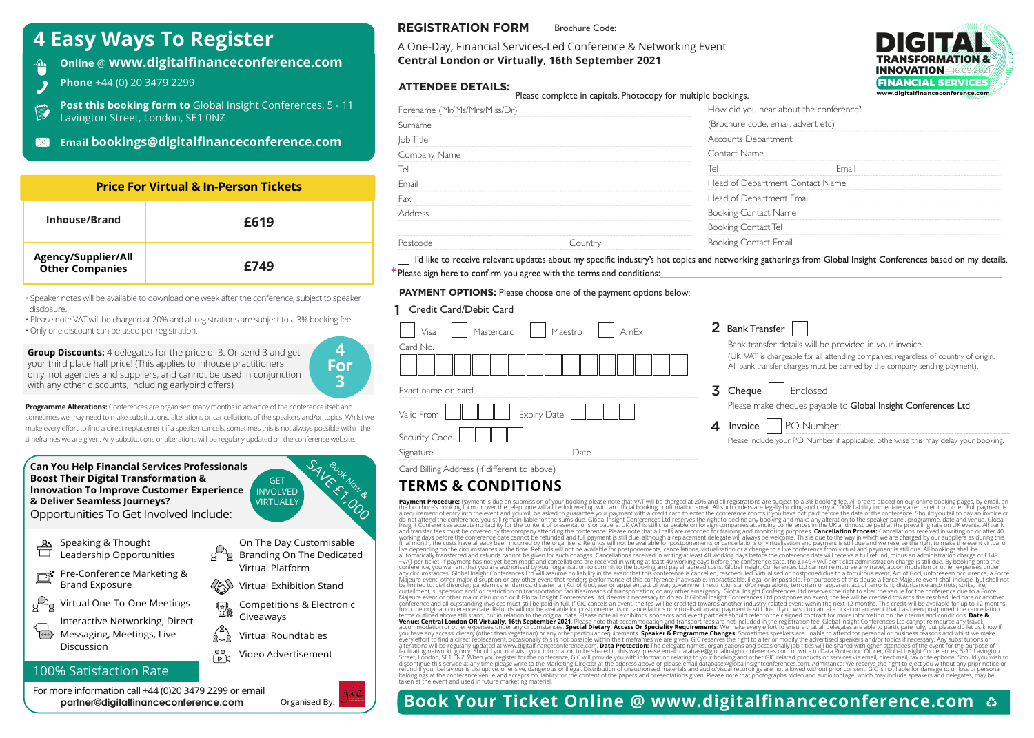# 4 Easy Ways To Register

**Online** @ **www.digitalfinanceconference.com**

**Phone** +44 (0) 20 3479 2299

**Post this booking form to** Global Insight Conferences, 5 - 11 Lavington Street, London, SE1 0NZ

**Email bookings@digitalfinanceconference.com**

## Price For Virtual & In-Person Tickets

| | |
|---|---|
| **Inhouse/Brand** | **£619** |
| **Agency/Supplier/All Other Companies** | **£749** |

- Speaker notes will be available to download one week after the conference, subject to speaker disclosure.
- Please note VAT will be charged at 20% and all registrations are subject to a 3% booking fee.
- Only one discount can be used per registration.

**Group Discounts:** 4 delegates for the price of 3. Or send 3 and get your third place half price! (This applies to inhouse practitioners only, not agencies and suppliers, and cannot be used in conjunction with any other discounts, including earlybird offers)

**4 For 3**

**Programme Alterations:** Conferences are organised many months in advance of the conference itself and sometimes we may need to make substitutions, alterations or cancellations of the speakers and/or topics. Whilst we make every effort to find a direct replacement if a speaker cancels, sometimes this is not always possible within the timeframes we are given. Any substitutions or alterations will be regularly updated on the conference website.

**Can You Help Financial Services Professionals Boost Their Digital Transformation & Innovation To Improve Customer Experience & Deliver Seamless Journeys?**

GET INVOLVED VIRTUALLY

Book Now & SAVE £1,000

Opportunities To Get Involved Include:

- Speaking & Thought Leadership Opportunities
- Pre-Conference Marketing & Brand Exposure
- Virtual One-To-One Meetings
- Interactive Networking, Direct Messaging, Meetings, Live Discussion
- On The Day Customisable Branding On The Dedicated Virtual Platform
- Virtual Exhibition Stand
- Competitions & Electronic Giveaways
- Virtual Roundtables
- Video Advertisement

100% Satisfaction Rate

For more information call +44 (0)20 3479 2299 or email **partner@digitalfinanceconference.com**

Organised By: gic

## REGISTRATION FORM

Brochure Code:

A One-Day, Financial Services-Led Conference & Networking Event
**Central London or Virtually, 16th September 2021**

DIGITAL TRANSFORMATION & INNOVATION 16.09.2021 FINANCIAL SERVICES
www.digitalfinanceconference.com

### ATTENDEE DETAILS:

Please complete in capitals. Photocopy for multiple bookings.

Forename (Mr/Ms/Mrs/Miss/Dr)
Surname
Job Title
Company Name
Tel
Email
Fax
Address

Postcode　　　　Country

How did you hear about the conference?
(Brochure code, email, advert etc)
Accounts Department:
Contact Name
Tel　　　　Email
Head of Department Contact Name
Head of Department Email
Booking Contact Name
Booking Contact Tel
Booking Contact Email

☐ I'd like to receive relevant updates about my specific industry's hot topics and networking gatherings from Global Insight Conferences based on my details.

*Please sign here to confirm you agree with the terms and conditions:

**PAYMENT OPTIONS:** Please choose one of the payment options below:

**1** Credit Card/Debit Card

☐ Visa ☐ Mastercard ☐ Maestro ☐ AmEx

Card No.

Exact name on card

Valid From　　　Expiry Date

Security Code

Signature　　　Date

Card Billing Address (if different to above)

**2** Bank Transfer ☐

Bank transfer details will be provided in your invoice.

(UK VAT is chargeable for all attending companies, regardless of country of origin. All bank transfer charges must be carried by the company sending payment).

**3** Cheque ☐ Enclosed

Please make cheques payable to **Global Insight Conferences Ltd**

**4** Invoice ☐ PO Number:

Please include your PO Number if applicable, otherwise this may delay your booking.

## TERMS & CONDITIONS

**Payment Procedure:** Payment is due on submission of your booking please note that VAT will be charged at 20% and all registrations are subject to a 3% booking fee. All orders placed on our online booking pages, by email, on the brochure's booking form or over the telephone will all be followed up with an official booking confirmation email. All such orders are legally-binding and carry a 100% liability immediately after receipt of order. Full payment is a requirement of entry into the event and you will be asked to guarantee your payment with a credit card to enter the conference rooms if you have not paid before the date of the conference. Should you fail to pay an invoice or do not attend the conference, you still remain liable for the sums due. Global Insight Conferences Ltd reserves the right to decline any booking and make any alteration to the speaker panel, programme, date and venue. Global Insight Conferences accepts no liability for the content of presentations or papers. UK VAT is still chargeable on foreign companies attending conferences in the UK and must be paid at the prevailing rate on UK events. All bank and transfer fees must be covered by the company attending the conference. Please note that all calls are recorded for training and monitoring purposes. **Cancellation Process:** Cancellations received in writing on or after 40 working days before the conference date cannot be refunded and full payment is still due, although a replacement delegate will always be welcome. This is due to the way in which we are charged by our suppliers as during this final month, the costs have already been incurred by the organisers. Refunds will not be available for postponements or cancellations or virtualisation and payment is still due and we reserve the right to make the event virtual or live depending on the circumstances at the time. Refunds will not be available for postponements, cancellations, virtualisation or a change to a live conference from virtual and payment is still due. All bookings shall be automatically transferred and refunds cannot be given for such changes. Cancellations received in writing at least 40 working days before the conference date will receive a full refund, minus an administration charge of £149 +VAT per ticket. If payment has not yet been made and cancellations are received in writing at least 40 working days before the conference date, the £149 +VAT per ticket administration charge is still due. By booking onto the conference, you warrant that you are authorised by your organisation to commit to the booking and pay all agreed costs. Global Insight Conferences Ltd cannot reimburse any travel, accommodation or other expenses under any circumstances. Global Insight Conferences Ltd will assume no liability in the event that this conference is cancelled, rescheduled, virtualised or postponed due to a fortuitous event, Act of God, unforeseen occurrence, a Force Majeure event, other major disruption or any other event that renders performance of this conference inadvisable, impracticable, illegal or impossible. For purposes of this clause a Force Majeure event shall include, but shall not be limited to: civil disorder; pandemics, endemics, disaster; an Act of God; war or apparent act of war; government restrictions and/or regulations; terrorism or apparent act of terrorism; disturbance and/ riots; strike, fire, curtailment, suspension and/ or restriction on transportation facilities/means of transportation; or any other emergency. Global Insight Conferences Ltd reserves the right to alter the venue for the conference due to a Force Majeure event or other major disruption or if Global Insight Conferences Ltd, deems it necessary to do so. If Global Insight Conferences Ltd postpones an event, the fee will be credited towards the rescheduled date or another conference and all outstanding invoices must still be paid in full. If GIC cancels an event, the fee will be credited towards another industry-related event within the next 12 months. This credit will be available for up to 12 months from the original conference date. Refunds will not be available for postponements or cancellations or virtualisation and payment is still due. If you wish to cancel a ticket on an event that has been postponed, the cancellation terms outlined above still stand, but in relation to the original date. Please note all exhibitors, sponsors and event partners should refer to their signed contract for more information on their terms and conditions. **Date & Venue: Central London OR Virtually, 16th September 2021.** Please note that accommodation and transport fees are not included in the registration fee. Global Insight Conferences Ltd cannot reimburse any travel, accommodation or other expenses under any circumstances. **Special Dietary, Access Or Speciality Requirements:** We make every effort to ensure that all delegates are able to participate fully, but please do let us know if you have any access, dietary (other than vegetarian) or any other particular requirements. **Speaker & Programme Changes:** Sometimes speakers are unable to attend for personal or business reasons and whilst we make every effort to find a direct replacement, occasionally this is not possible within the timeframes we are given. GIC reserves the right to alter or modify the advertised speakers and/or topics if necessary. Any substitutions or alterations will be regularly updated at www.digitalfinanceconference.com. **Data Protection:** The delegate names, organisations and occasionally job titles will be shared with other attendees of the event for the purpose of facilitating networking only. Should you not wish your information to be shared in this way, please email: database@globalinsightconferences.com or write to Data Protection Officer, Global Insight Conferences, 5-11 Lavington Street, London, SE1 0NZ. When you register for the conference, GIC will provide you with information relating to your booking and other GIC related products or services via email, mail, fax or telephone. Should you wish to discontinue this service at any time please write to the Marketing Director at the address above or please email database@globalinsightconferences.com. Admittance: We reserve the right to eject you without any prior notice or refund if your behaviour is disruptive, offensive, dangerous or illegal. Distribution of unauthorised materials and audio/visual recordings are not allowed without prior consent. GIC is not liable for damage to or loss of personal belongings at the conference venue and accepts no liability for the content of the papers and presentations given. Please note that photographs, video and audio footage, which may include speakers and delegates, may be taken at the event and used in future marketing material.

**Book Your Ticket Online @ www.digitalfinanceconference.com**